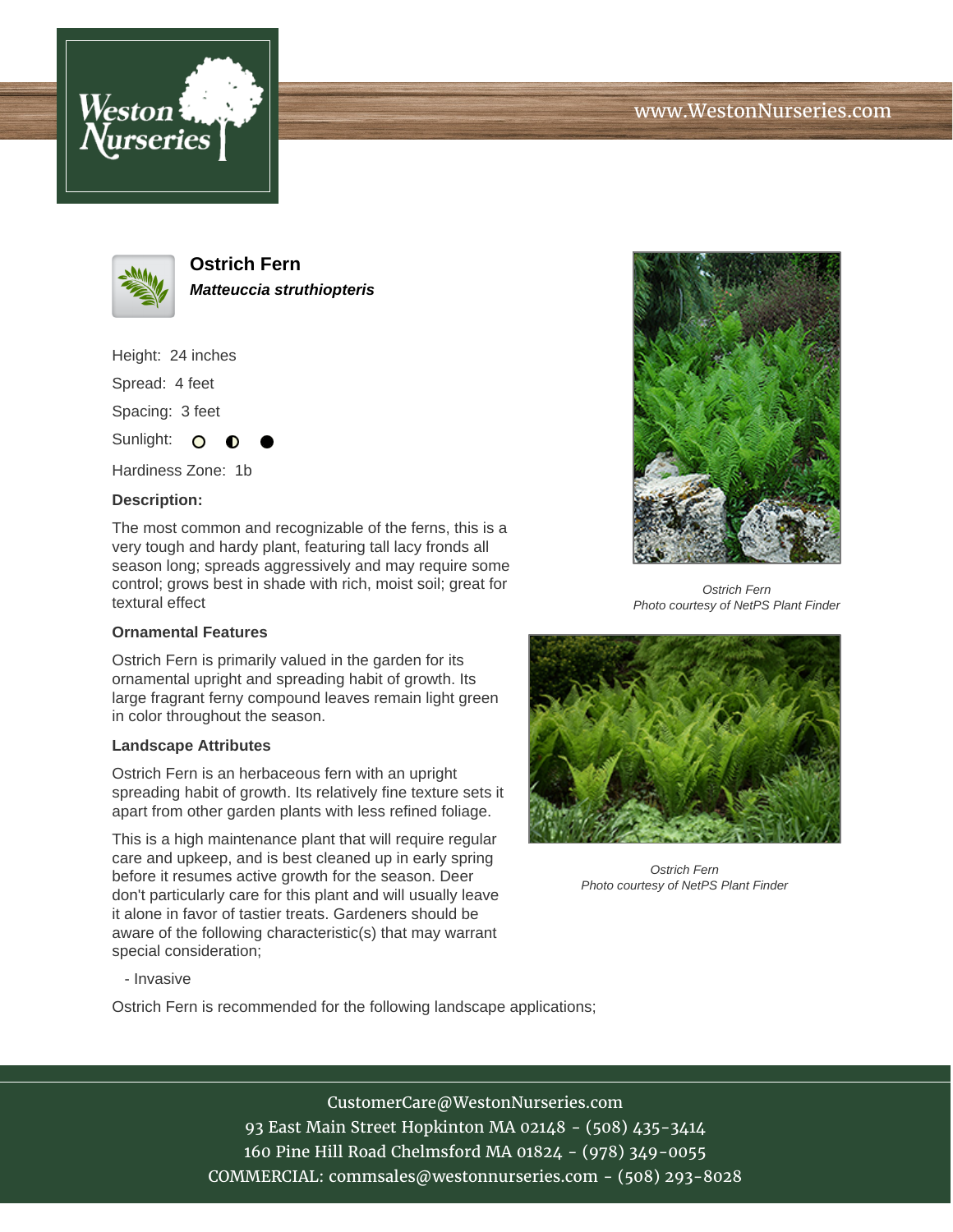# Ostrich Fern

***Matteuccia struthiopteris***

Height: 24 inches

Spread: 4 feet

Spacing: 3 feet

Sunlight: ○ ◐ ●

Hardiness Zone: 1b

**Description:**

The most common and recognizable of the ferns, this is a very tough and hardy plant, featuring tall lacy fronds all season long; spreads aggressively and may require some control; grows best in shade with rich, moist soil; great for textural effect

**Ornamental Features**

Ostrich Fern is primarily valued in the garden for its ornamental upright and spreading habit of growth. Its large fragrant ferny compound leaves remain light green in color throughout the season.

**Landscape Attributes**

Ostrich Fern is an herbaceous fern with an upright spreading habit of growth. Its relatively fine texture sets it apart from other garden plants with less refined foliage.

This is a high maintenance plant that will require regular care and upkeep, and is best cleaned up in early spring before it resumes active growth for the season. Deer don't particularly care for this plant and will usually leave it alone in favor of tastier treats. Gardeners should be aware of the following characteristic(s) that may warrant special consideration;

- Invasive

Ostrich Fern is recommended for the following landscape applications;

*Ostrich Fern*
*Photo courtesy of NetPS Plant Finder*

*Ostrich Fern*
*Photo courtesy of NetPS Plant Finder*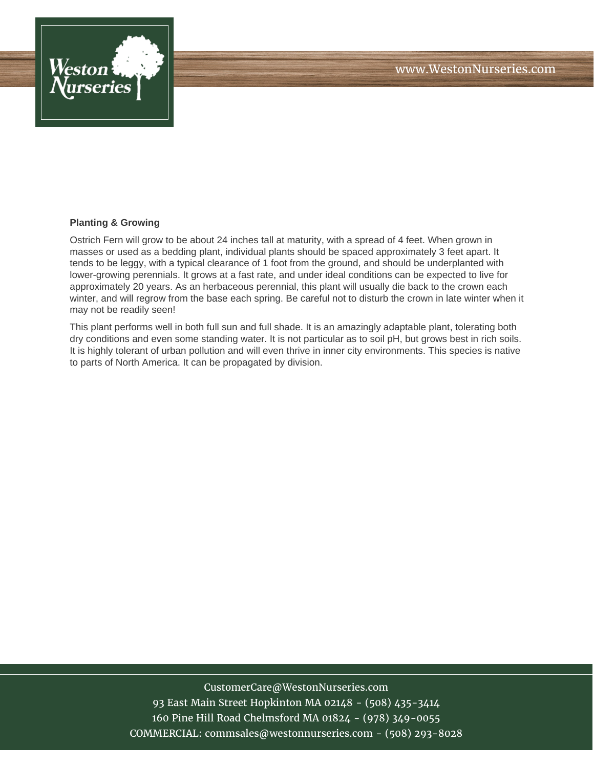**Planting & Growing**

Ostrich Fern will grow to be about 24 inches tall at maturity, with a spread of 4 feet. When grown in masses or used as a bedding plant, individual plants should be spaced approximately 3 feet apart. It tends to be leggy, with a typical clearance of 1 foot from the ground, and should be underplanted with lower-growing perennials. It grows at a fast rate, and under ideal conditions can be expected to live for approximately 20 years. As an herbaceous perennial, this plant will usually die back to the crown each winter, and will regrow from the base each spring. Be careful not to disturb the crown in late winter when it may not be readily seen!

This plant performs well in both full sun and full shade. It is an amazingly adaptable plant, tolerating both dry conditions and even some standing water. It is not particular as to soil pH, but grows best in rich soils. It is highly tolerant of urban pollution and will even thrive in inner city environments. This species is native to parts of North America. It can be propagated by division.